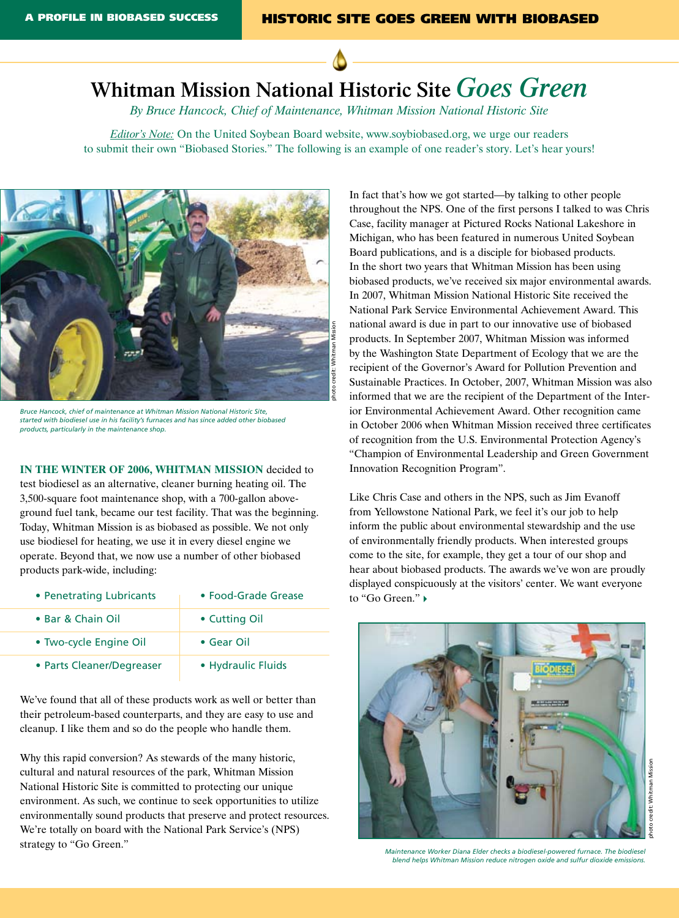A PROFILE IN BIOBASED SUCCESS

HISTORIC SITE GOES GREEN WITH BIOBASED

# Whitman Mission National Historic Site *Goes Green*

*By Bruce Hancock, Chief of Maintenance, Whitman Mission National Historic Site*

*Editor's Note:* On the United Soybean Board website, www.soybiobased.org, we urge our readers to submit their own "Biobased Stories." The following is an example of one reader's story. Let's hear yours!

photo credit: Whitman Mission

*Bruce Hancock, chief of maintenance at Whitman Mission National Historic Site, started with biodiesel use in his facility's furnaces and has since added other biobased products, particularly in the maintenance shop.*

**IN THE WINTER OF 2006, WHITMAN MISSION** decided to test biodiesel as an alternative, cleaner burning heating oil. The 3,500-square foot maintenance shop, with a 700-gallon above-ground fuel tank, became our test facility. That was the beginning. Today, Whitman Mission is as biobased as possible. We not only use biodiesel for heating, we use it in every diesel engine we operate. Beyond that, we now use a number of other biobased products park-wide, including:

- Penetrating Lubricants
- Bar & Chain Oil
- Two-cycle Engine Oil
- Parts Cleaner/Degreaser
- Food-Grade Grease
- Cutting Oil
- Gear Oil
- Hydraulic Fluids

We've found that all of these products work as well or better than their petroleum-based counterparts, and they are easy to use and cleanup. I like them and so do the people who handle them.

Why this rapid conversion? As stewards of the many historic, cultural and natural resources of the park, Whitman Mission National Historic Site is committed to protecting our unique environment. As such, we continue to seek opportunities to utilize environmentally sound products that preserve and protect resources. We're totally on board with the National Park Service's (NPS) strategy to "Go Green."

In fact that's how we got started—by talking to other people throughout the NPS. One of the first persons I talked to was Chris Case, facility manager at Pictured Rocks National Lakeshore in Michigan, who has been featured in numerous United Soybean Board publications, and is a disciple for biobased products. In the short two years that Whitman Mission has been using biobased products, we've received six major environmental awards. In 2007, Whitman Mission National Historic Site received the National Park Service Environmental Achievement Award. This national award is due in part to our innovative use of biobased products. In September 2007, Whitman Mission was informed by the Washington State Department of Ecology that we are the recipient of the Governor's Award for Pollution Prevention and Sustainable Practices. In October, 2007, Whitman Mission was also informed that we are the recipient of the Department of the Interior Environmental Achievement Award. Other recognition came in October 2006 when Whitman Mission received three certificates of recognition from the U.S. Environmental Protection Agency's "Champion of Environmental Leadership and Green Government Innovation Recognition Program".

Like Chris Case and others in the NPS, such as Jim Evanoff from Yellowstone National Park, we feel it's our job to help inform the public about environmental stewardship and the use of environmentally friendly products. When interested groups come to the site, for example, they get a tour of our shop and hear about biobased products. The awards we've won are proudly displayed conspicuously at the visitors' center. We want everyone to "Go Green."

photo credit: Whitman Mission

*Maintenance Worker Diana Elder checks a biodiesel-powered furnace. The biodiesel blend helps Whitman Mission reduce nitrogen oxide and sulfur dioxide emissions.*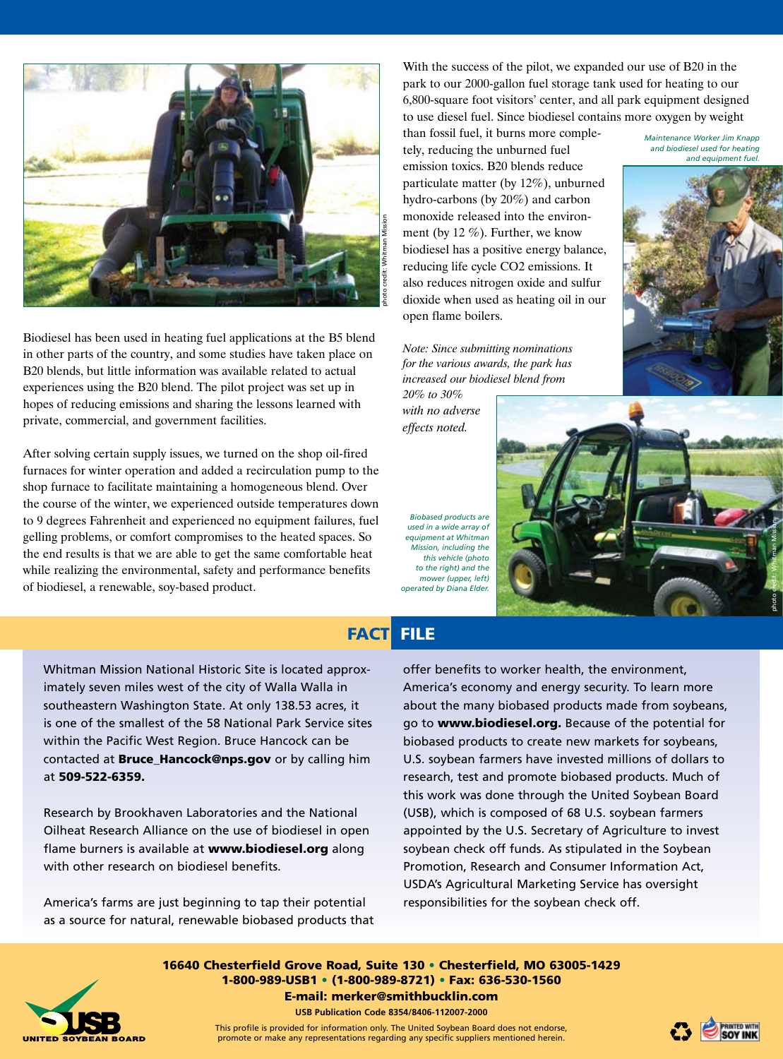Biodiesel has been used in heating fuel applications at the B5 blend in other parts of the country, and some studies have taken place on B20 blends, but little information was available related to actual experiences using the B20 blend. The pilot project was set up in hopes of reducing emissions and sharing the lessons learned with private, commercial, and government facilities.

After solving certain supply issues, we turned on the shop oil-fired furnaces for winter operation and added a recirculation pump to the shop furnace to facilitate maintaining a homogeneous blend. Over the course of the winter, we experienced outside temperatures down to 9 degrees Fahrenheit and experienced no equipment failures, fuel gelling problems, or comfort compromises to the heated spaces. So the end results is that we are able to get the same comfortable heat while realizing the environmental, safety and performance benefits of biodiesel, a renewable, soy-based product.

With the success of the pilot, we expanded our use of B20 in the park to our 2000-gallon fuel storage tank used for heating to our 6,800-square foot visitors' center, and all park equipment designed to use diesel fuel. Since biodiesel contains more oxygen by weight than fossil fuel, it burns more completely, reducing the unburned fuel emission toxics. B20 blends reduce particulate matter (by 12%), unburned hydro-carbons (by 20%) and carbon monoxide released into the environment (by 12 %). Further, we know biodiesel has a positive energy balance, reducing life cycle CO2 emissions. It also reduces nitrogen oxide and sulfur dioxide when used as heating oil in our open flame boilers.

*Note: Since submitting nominations for the various awards, the park has increased our biodiesel blend from 20% to 30% with no adverse effects noted.*

*Maintenance Worker Jim Knapp and biodiesel used for heating and equipment fuel.*

*Biobased products are used in a wide array of equipment at Whitman Mission, including the this vehicle (photo to the right) and the mower (upper, left) operated by Diana Elder.*

photo credit: Whitman Mission

## FACT FILE

Whitman Mission National Historic Site is located approximately seven miles west of the city of Walla Walla in southeastern Washington State. At only 138.53 acres, it is one of the smallest of the 58 National Park Service sites within the Pacific West Region. Bruce Hancock can be contacted at **Bruce_Hancock@nps.gov** or by calling him at **509-522-6359.**

Research by Brookhaven Laboratories and the National Oilheat Research Alliance on the use of biodiesel in open flame burners is available at **www.biodiesel.org** along with other research on biodiesel benefits.

America's farms are just beginning to tap their potential as a source for natural, renewable biobased products that offer benefits to worker health, the environment, America's economy and energy security. To learn more about the many biobased products made from soybeans, go to **www.biodiesel.org.** Because of the potential for biobased products to create new markets for soybeans, U.S. soybean farmers have invested millions of dollars to research, test and promote biobased products. Much of this work was done through the United Soybean Board (USB), which is composed of 68 U.S. soybean farmers appointed by the U.S. Secretary of Agriculture to invest soybean check off funds. As stipulated in the Soybean Promotion, Research and Consumer Information Act, USDA's Agricultural Marketing Service has oversight responsibilities for the soybean check off.

**16640 Chesterfield Grove Road, Suite 130 • Chesterfield, MO 63005-1429**
**1-800-989-USB1 • (1-800-989-8721) • Fax: 636-530-1560**
**E-mail: merker@smithbucklin.com**
**USB Publication Code 8354/8406-112007-2000**

This profile is provided for information only. The United Soybean Board does not endorse, promote or make any representations regarding any specific suppliers mentioned herein.

UNITED SOYBEAN BOARD

PRINTED WITH SOY INK